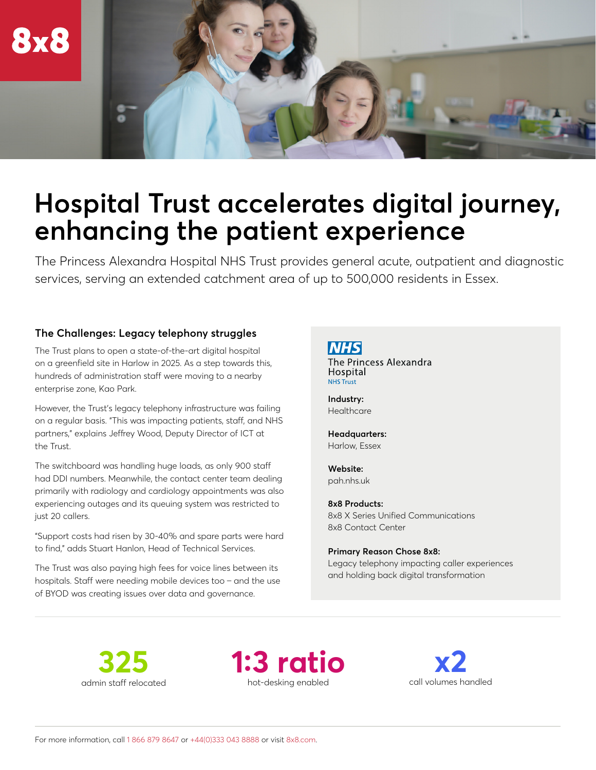# Hospital Trust accelerates digital journey, enhancing the patient experience

The Princess Alexandra Hospital NHS Trust provides general acute, outpatient and diagnostic services, serving an extended catchment area of up to 500,000 residents in Essex.

### The Challenges: Legacy telephony struggles

The Trust plans to open a state-of-the-art digital hospital on a greenfield site in Harlow in 2025. As a step towards this, hundreds of administration staff were moving to a nearby enterprise zone, Kao Park.

However, the Trust's legacy telephony infrastructure was failing on a regular basis. "This was impacting patients, staff, and NHS partners," explains Jeffrey Wood, Deputy Director of ICT at the Trust.

The switchboard was handling huge loads, as only 900 staff had DDI numbers. Meanwhile, the contact center team dealing primarily with radiology and cardiology appointments was also experiencing outages and its queuing system was restricted to just 20 callers.

"Support costs had risen by 30-40% and spare parts were hard to find," adds Stuart Hanlon, Head of Technical Services.

The Trust was also paying high fees for voice lines between its hospitals. Staff were needing mobile devices too – and the use of BYOD was creating issues over data and governance.

NHS
The Princess Alexandra Hospital
NHS Trust

**Industry:**
Healthcare

**Headquarters:**
Harlow, Essex

**Website:**
pah.nhs.uk

**8x8 Products:**
8x8 X Series Unified Communications
8x8 Contact Center

**Primary Reason Chose 8x8:**
Legacy telephony impacting caller experiences and holding back digital transformation

**325**
admin staff relocated

**1:3 ratio**
hot-desking enabled

**x2**
call volumes handled

For more information, call 1 866 879 8647 or +44(0)333 043 8888 or visit 8x8.com.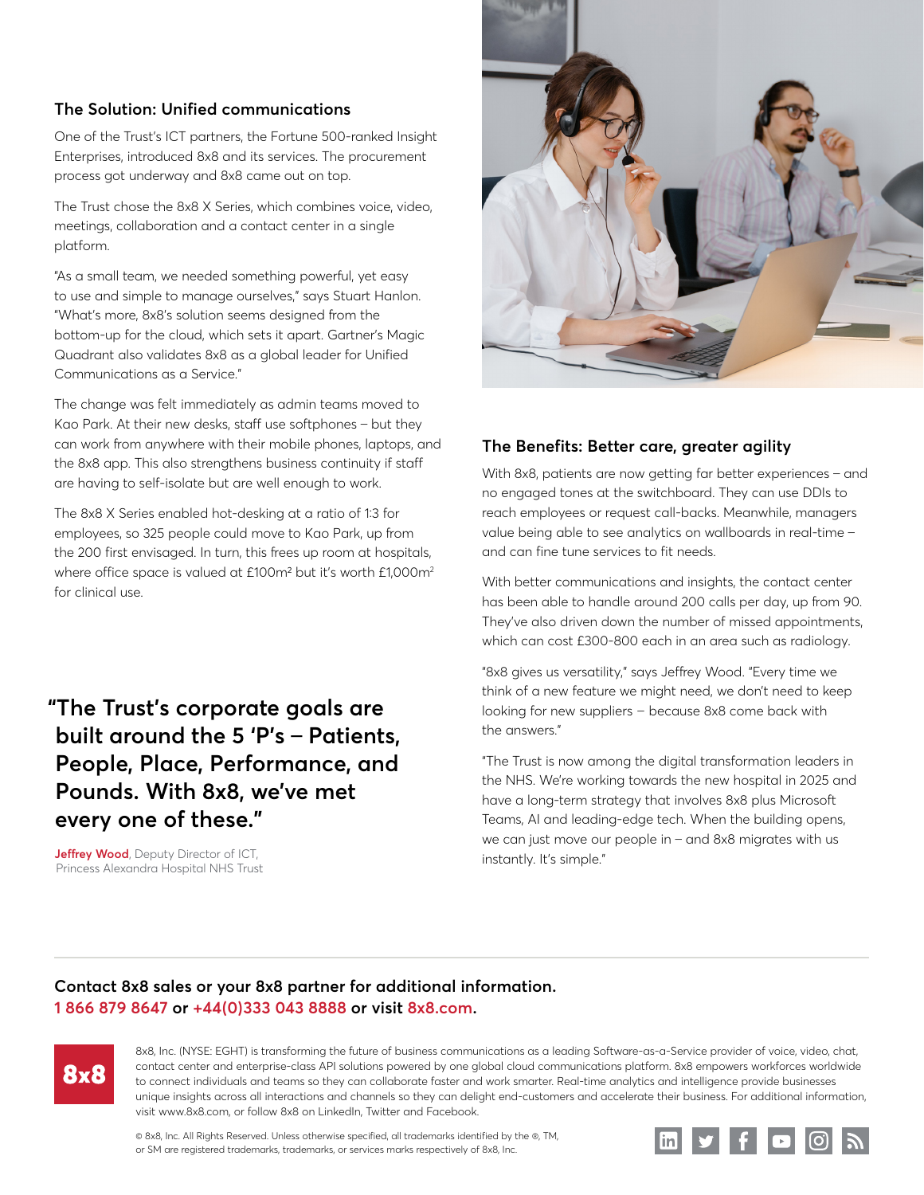## The Solution: Unified communications

One of the Trust's ICT partners, the Fortune 500-ranked Insight Enterprises, introduced 8x8 and its services. The procurement process got underway and 8x8 came out on top.

The Trust chose the 8x8 X Series, which combines voice, video, meetings, collaboration and a contact center in a single platform.

"As a small team, we needed something powerful, yet easy to use and simple to manage ourselves," says Stuart Hanlon. "What's more, 8x8's solution seems designed from the bottom-up for the cloud, which sets it apart. Gartner's Magic Quadrant also validates 8x8 as a global leader for Unified Communications as a Service."

The change was felt immediately as admin teams moved to Kao Park. At their new desks, staff use softphones – but they can work from anywhere with their mobile phones, laptops, and the 8x8 app. This also strengthens business continuity if staff are having to self-isolate but are well enough to work.

The 8x8 X Series enabled hot-desking at a ratio of 1:3 for employees, so 325 people could move to Kao Park, up from the 200 first envisaged. In turn, this frees up room at hospitals, where office space is valued at £100m$^2$ but it's worth £1,000m$^2$ for clinical use.

> **"The Trust's corporate goals are built around the 5 'P's – Patients, People, Place, Performance, and Pounds. With 8x8, we've met every one of these."**
>
> **Jeffrey Wood**, Deputy Director of ICT, Princess Alexandra Hospital NHS Trust

## The Benefits: Better care, greater agility

With 8x8, patients are now getting far better experiences – and no engaged tones at the switchboard. They can use DDIs to reach employees or request call-backs. Meanwhile, managers value being able to see analytics on wallboards in real-time – and can fine tune services to fit needs.

With better communications and insights, the contact center has been able to handle around 200 calls per day, up from 90. They've also driven down the number of missed appointments, which can cost £300-800 each in an area such as radiology.

"8x8 gives us versatility," says Jeffrey Wood. "Every time we think of a new feature we might need, we don't need to keep looking for new suppliers – because 8x8 come back with the answers."

"The Trust is now among the digital transformation leaders in the NHS. We're working towards the new hospital in 2025 and have a long-term strategy that involves 8x8 plus Microsoft Teams, AI and leading-edge tech. When the building opens, we can just move our people in – and 8x8 migrates with us instantly. It's simple."

---

**Contact 8x8 sales or your 8x8 partner for additional information.**
**1 866 879 8647 or +44(0)333 043 8888 or visit 8x8.com.**

8x8

8x8, Inc. (NYSE: EGHT) is transforming the future of business communications as a leading Software-as-a-Service provider of voice, video, chat, contact center and enterprise-class API solutions powered by one global cloud communications platform. 8x8 empowers workforces worldwide to connect individuals and teams so they can collaborate faster and work smarter. Real-time analytics and intelligence provide businesses unique insights across all interactions and channels so they can delight end-customers and accelerate their business. For additional information, visit www.8x8.com, or follow 8x8 on LinkedIn, Twitter and Facebook.

© 8x8, Inc. All Rights Reserved. Unless otherwise specified, all trademarks identified by the ®, TM, or SM are registered trademarks, trademarks, or services marks respectively of 8x8, Inc.